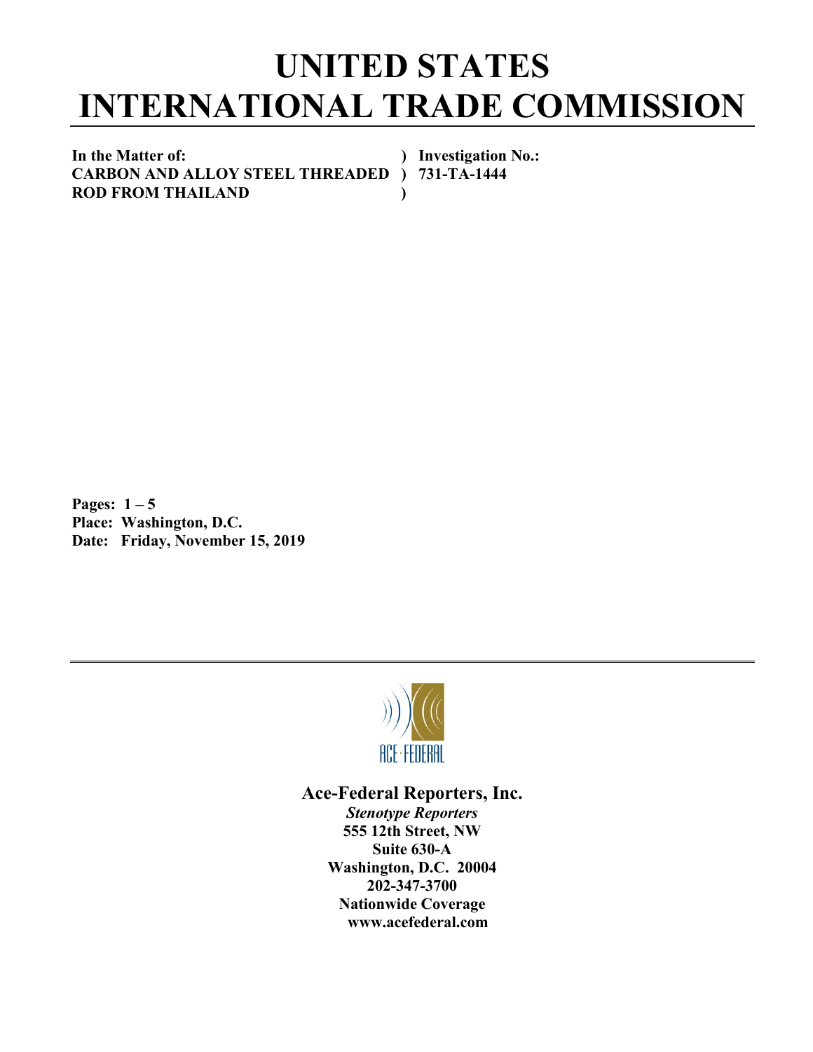# UNITED STATES INTERNATIONAL TRADE COMMISSION

**In the Matter of:** ) **Investigation No.:**
**CARBON AND ALLOY STEEL THREADED** ) **731-TA-1444**
**ROD FROM THAILAND** )

**Pages: 1 – 5**
**Place: Washington, D.C.**
**Date: Friday, November 15, 2019**

ACE·FEDERAL

**Ace-Federal Reporters, Inc.**

***Stenotype Reporters***

**555 12th Street, NW**
**Suite 630-A**
**Washington, D.C. 20004**
**202-347-3700**
**Nationwide Coverage**
**www.acefederal.com**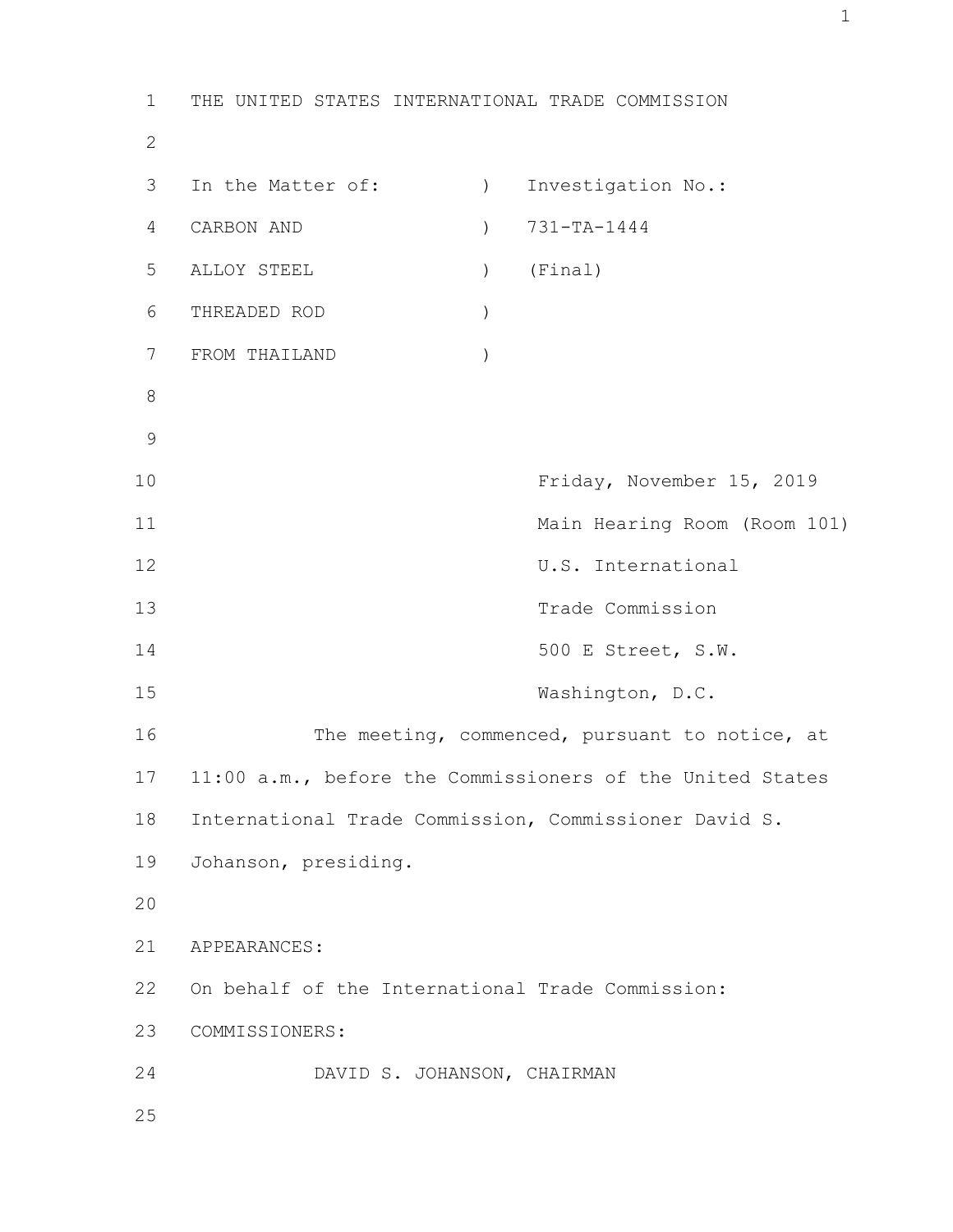THE UNITED STATES INTERNATIONAL TRADE COMMISSION

| | | |
|---|---|---|
| In the Matter of: | ) | Investigation No.: |
| CARBON AND | ) | 731-TA-1444 |
| ALLOY STEEL | ) | (Final) |
| THREADED ROD | ) | |
| FROM THAILAND | ) | |

Friday, November 15, 2019
Main Hearing Room (Room 101)
U.S. International
Trade Commission
500 E Street, S.W.
Washington, D.C.

The meeting, commenced, pursuant to notice, at 11:00 a.m., before the Commissioners of the United States International Trade Commission, Commissioner David S. Johanson, presiding.

APPEARANCES:

On behalf of the International Trade Commission:

COMMISSIONERS:

DAVID S. JOHANSON, CHAIRMAN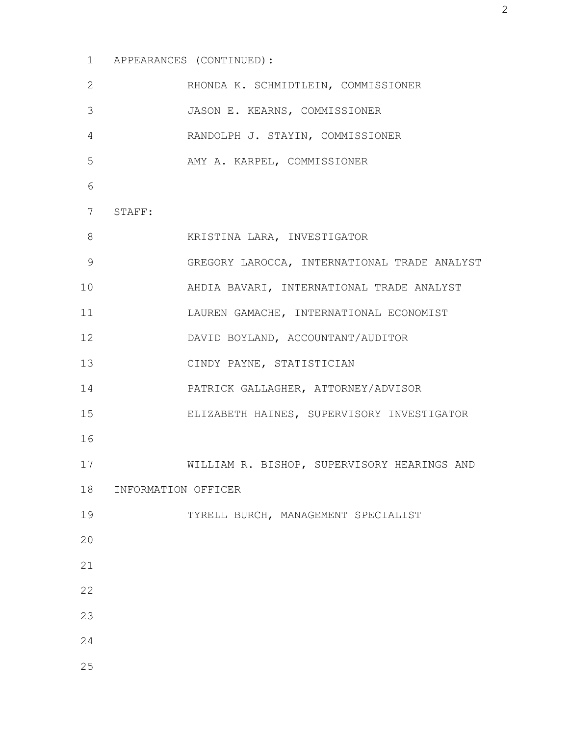APPEARANCES (CONTINUED):

RHONDA K. SCHMIDTLEIN, COMMISSIONER
JASON E. KEARNS, COMMISSIONER
RANDOLPH J. STAYIN, COMMISSIONER
AMY A. KARPEL, COMMISSIONER

STAFF:

KRISTINA LARA, INVESTIGATOR
GREGORY LAROCCA, INTERNATIONAL TRADE ANALYST
AHDIA BAVARI, INTERNATIONAL TRADE ANALYST
LAUREN GAMACHE, INTERNATIONAL ECONOMIST
DAVID BOYLAND, ACCOUNTANT/AUDITOR
CINDY PAYNE, STATISTICIAN
PATRICK GALLAGHER, ATTORNEY/ADVISOR
ELIZABETH HAINES, SUPERVISORY INVESTIGATOR

WILLIAM R. BISHOP, SUPERVISORY HEARINGS AND INFORMATION OFFICER
TYRELL BURCH, MANAGEMENT SPECIALIST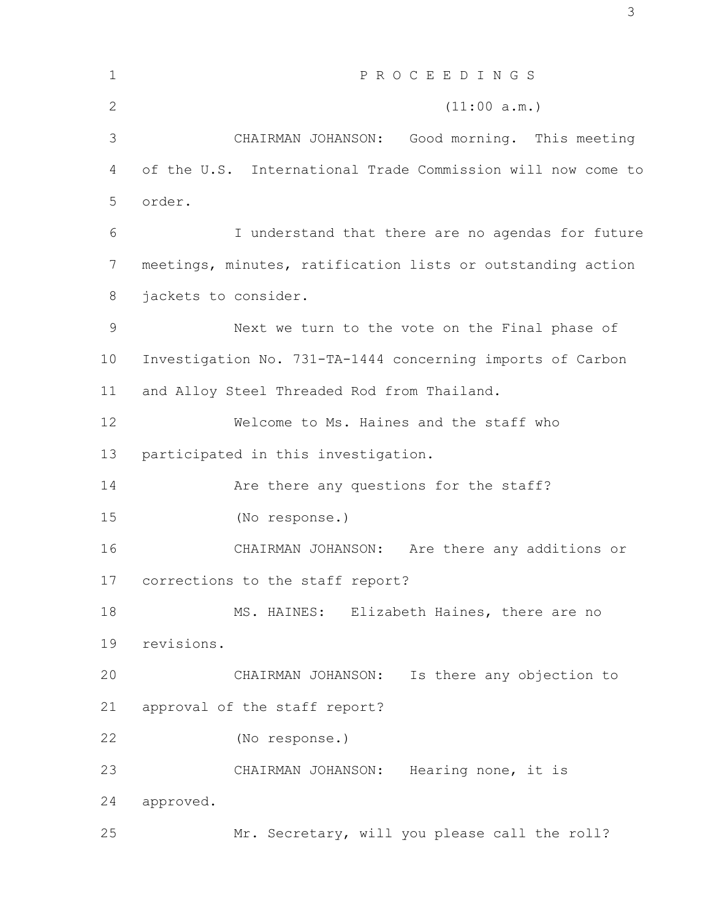P R O C E E D I N G S

(11:00 a.m.)

CHAIRMAN JOHANSON: Good morning. This meeting of the U.S. International Trade Commission will now come to order.

I understand that there are no agendas for future meetings, minutes, ratification lists or outstanding action jackets to consider.

Next we turn to the vote on the Final phase of Investigation No. 731-TA-1444 concerning imports of Carbon and Alloy Steel Threaded Rod from Thailand.

Welcome to Ms. Haines and the staff who participated in this investigation.

Are there any questions for the staff?

(No response.)

CHAIRMAN JOHANSON: Are there any additions or corrections to the staff report?

MS. HAINES: Elizabeth Haines, there are no revisions.

CHAIRMAN JOHANSON: Is there any objection to approval of the staff report?

(No response.)

CHAIRMAN JOHANSON: Hearing none, it is approved.

Mr. Secretary, will you please call the roll?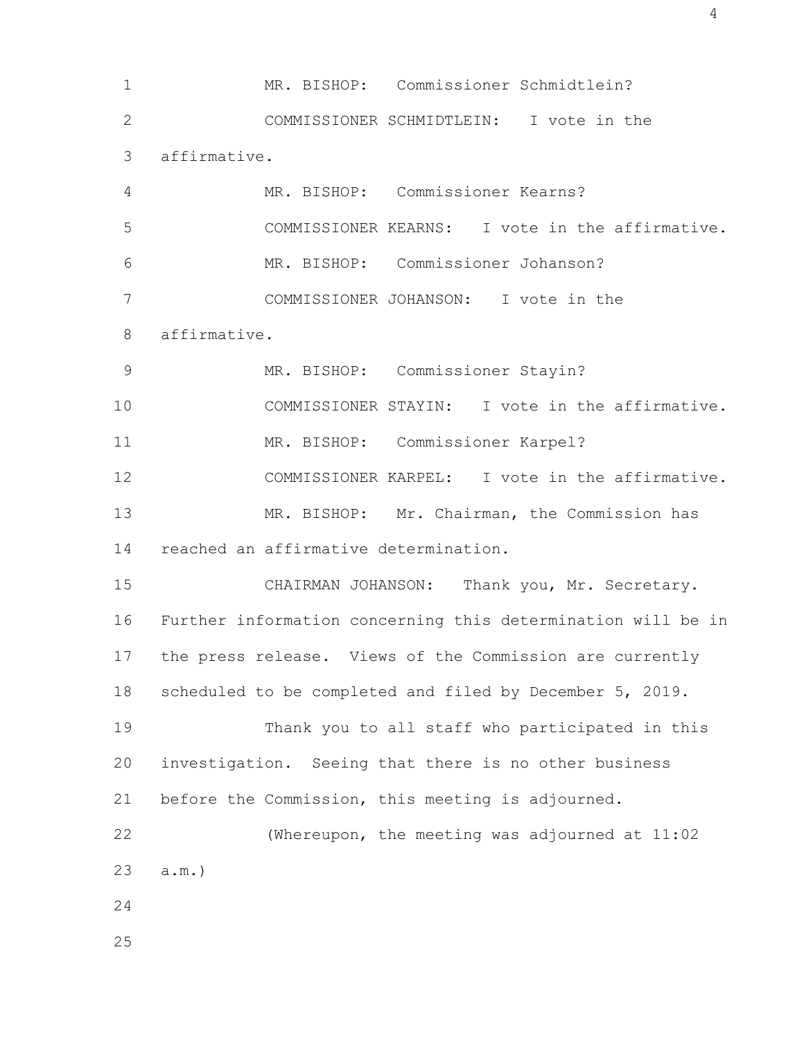MR. BISHOP: Commissioner Schmidtlein?

COMMISSIONER SCHMIDTLEIN: I vote in the affirmative.

MR. BISHOP: Commissioner Kearns?

COMMISSIONER KEARNS: I vote in the affirmative.

MR. BISHOP: Commissioner Johanson?

COMMISSIONER JOHANSON: I vote in the affirmative.

MR. BISHOP: Commissioner Stayin?

COMMISSIONER STAYIN: I vote in the affirmative.

MR. BISHOP: Commissioner Karpel?

COMMISSIONER KARPEL: I vote in the affirmative.

MR. BISHOP: Mr. Chairman, the Commission has reached an affirmative determination.

CHAIRMAN JOHANSON: Thank you, Mr. Secretary. Further information concerning this determination will be in the press release. Views of the Commission are currently scheduled to be completed and filed by December 5, 2019.

Thank you to all staff who participated in this investigation. Seeing that there is no other business before the Commission, this meeting is adjourned.

(Whereupon, the meeting was adjourned at 11:02 a.m.)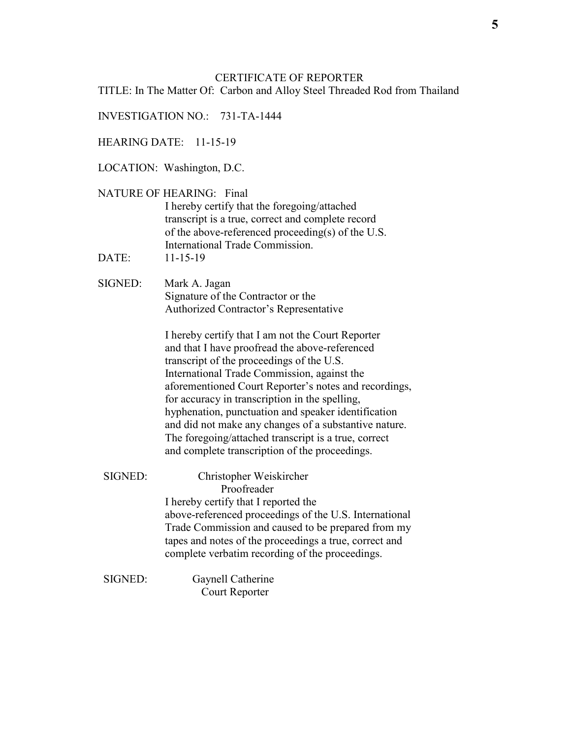# CERTIFICATE OF REPORTER

TITLE: In The Matter Of: Carbon and Alloy Steel Threaded Rod from Thailand

INVESTIGATION NO.: 731-TA-1444

HEARING DATE: 11-15-19

LOCATION: Washington, D.C.

NATURE OF HEARING: Final

I hereby certify that the foregoing/attached transcript is a true, correct and complete record of the above-referenced proceeding(s) of the U.S. International Trade Commission.

DATE: 11-15-19

SIGNED: Mark A. Jagan
Signature of the Contractor or the Authorized Contractor's Representative

I hereby certify that I am not the Court Reporter and that I have proofread the above-referenced transcript of the proceedings of the U.S. International Trade Commission, against the aforementioned Court Reporter's notes and recordings, for accuracy in transcription in the spelling, hyphenation, punctuation and speaker identification and did not make any changes of a substantive nature. The foregoing/attached transcript is a true, correct and complete transcription of the proceedings.

SIGNED: Christopher Weiskircher
Proofreader

I hereby certify that I reported the above-referenced proceedings of the U.S. International Trade Commission and caused to be prepared from my tapes and notes of the proceedings a true, correct and complete verbatim recording of the proceedings.

SIGNED: Gaynell Catherine
Court Reporter